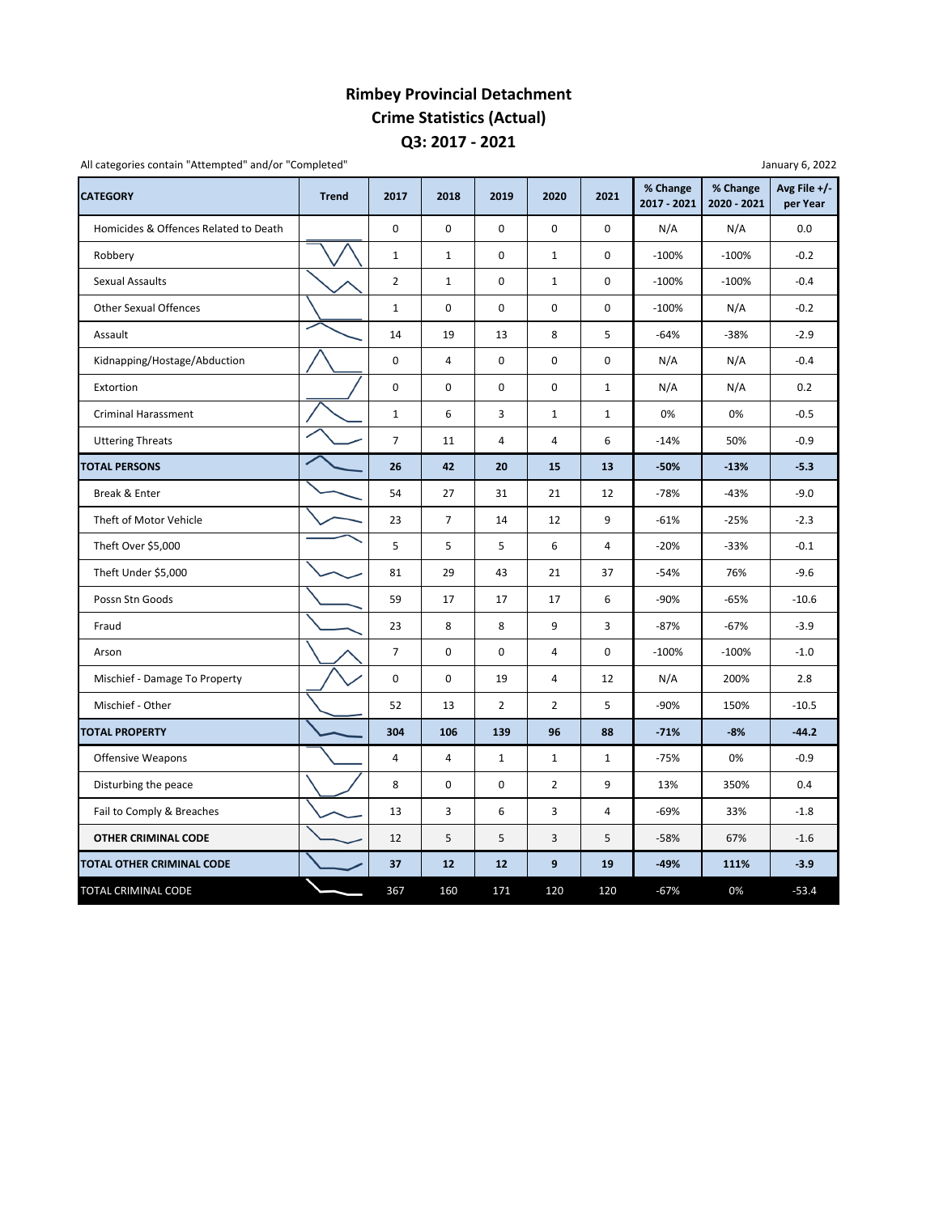# Rimbey Provincial Detachment
## Crime Statistics (Actual)
## Q3: 2017 - 2021

All categories contain "Attempted" and/or "Completed"

January 6, 2022

| CATEGORY | Trend | 2017 | 2018 | 2019 | 2020 | 2021 | % Change 2017 - 2021 | % Change 2020 - 2021 | Avg File +/- per Year |
|---|---|---|---|---|---|---|---|---|---|
| Homicides & Offences Related to Death | | 0 | 0 | 0 | 0 | 0 | N/A | N/A | 0.0 |
| Robbery | | 1 | 1 | 0 | 1 | 0 | -100% | -100% | -0.2 |
| Sexual Assaults | | 2 | 1 | 0 | 1 | 0 | -100% | -100% | -0.4 |
| Other Sexual Offences | | 1 | 0 | 0 | 0 | 0 | -100% | N/A | -0.2 |
| Assault | | 14 | 19 | 13 | 8 | 5 | -64% | -38% | -2.9 |
| Kidnapping/Hostage/Abduction | | 0 | 4 | 0 | 0 | 0 | N/A | N/A | -0.4 |
| Extortion | | 0 | 0 | 0 | 0 | 1 | N/A | N/A | 0.2 |
| Criminal Harassment | | 1 | 6 | 3 | 1 | 1 | 0% | 0% | -0.5 |
| Uttering Threats | | 7 | 11 | 4 | 4 | 6 | -14% | 50% | -0.9 |
| **TOTAL PERSONS** | | **26** | **42** | **20** | **15** | **13** | **-50%** | **-13%** | **-5.3** |
| Break & Enter | | 54 | 27 | 31 | 21 | 12 | -78% | -43% | -9.0 |
| Theft of Motor Vehicle | | 23 | 7 | 14 | 12 | 9 | -61% | -25% | -2.3 |
| Theft Over $5,000 | | 5 | 5 | 5 | 6 | 4 | -20% | -33% | -0.1 |
| Theft Under $5,000 | | 81 | 29 | 43 | 21 | 37 | -54% | 76% | -9.6 |
| Possn Stn Goods | | 59 | 17 | 17 | 17 | 6 | -90% | -65% | -10.6 |
| Fraud | | 23 | 8 | 8 | 9 | 3 | -87% | -67% | -3.9 |
| Arson | | 7 | 0 | 0 | 4 | 0 | -100% | -100% | -1.0 |
| Mischief - Damage To Property | | 0 | 0 | 19 | 4 | 12 | N/A | 200% | 2.8 |
| Mischief - Other | | 52 | 13 | 2 | 2 | 5 | -90% | 150% | -10.5 |
| **TOTAL PROPERTY** | | **304** | **106** | **139** | **96** | **88** | **-71%** | **-8%** | **-44.2** |
| Offensive Weapons | | 4 | 4 | 1 | 1 | 1 | -75% | 0% | -0.9 |
| Disturbing the peace | | 8 | 0 | 0 | 2 | 9 | 13% | 350% | 0.4 |
| Fail to Comply & Breaches | | 13 | 3 | 6 | 3 | 4 | -69% | 33% | -1.8 |
| **OTHER CRIMINAL CODE** | | 12 | 5 | 5 | 3 | 5 | -58% | 67% | -1.6 |
| **TOTAL OTHER CRIMINAL CODE** | | **37** | **12** | **12** | **9** | **19** | **-49%** | **111%** | **-3.9** |
| TOTAL CRIMINAL CODE | | 367 | 160 | 171 | 120 | 120 | -67% | 0% | -53.4 |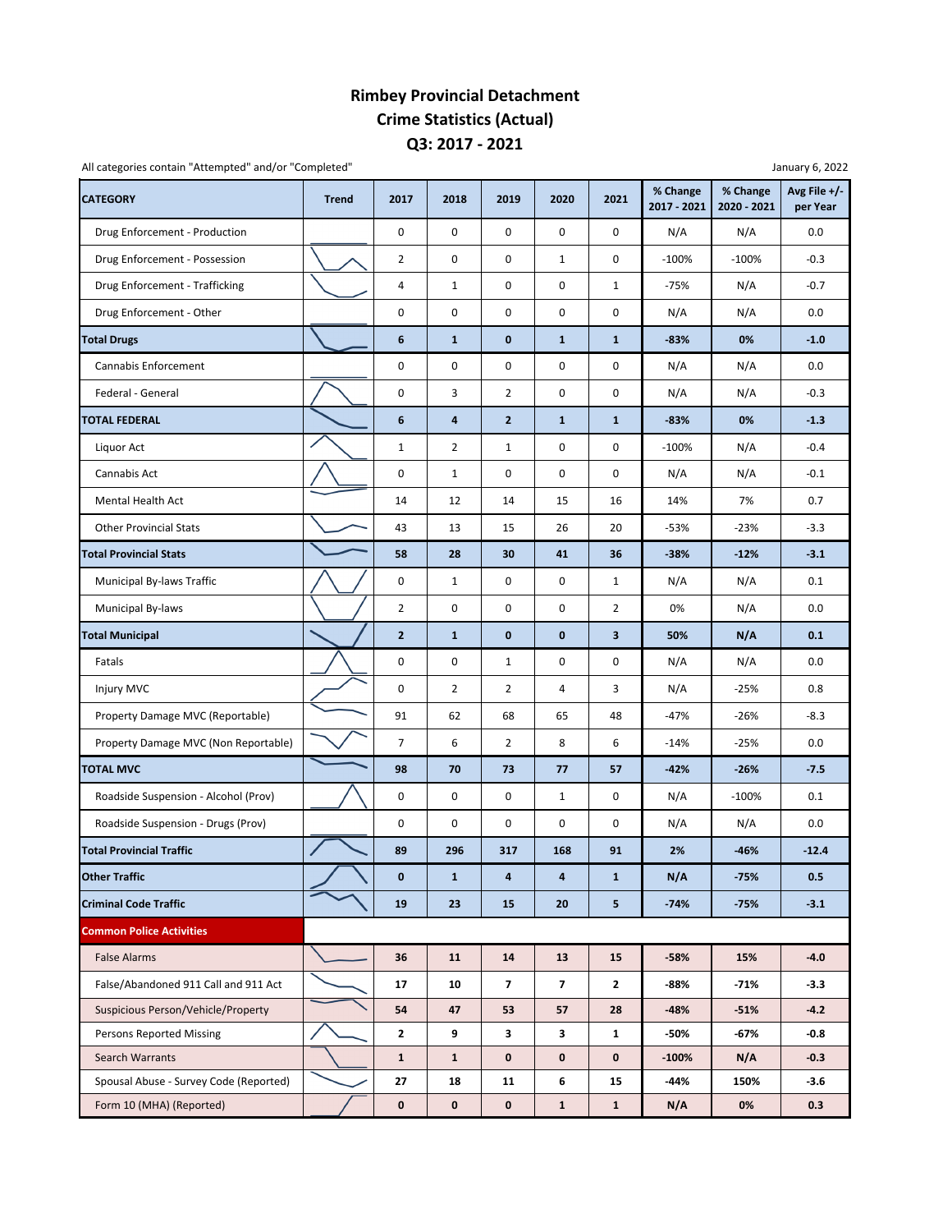# Rimbey Provincial Detachment
## Crime Statistics (Actual)
## Q3: 2017 - 2021

All categories contain "Attempted" and/or "Completed"

January 6, 2022

| CATEGORY | Trend | 2017 | 2018 | 2019 | 2020 | 2021 | % Change 2017 - 2021 | % Change 2020 - 2021 | Avg File +/- per Year |
|---|---|---|---|---|---|---|---|---|---|
| Drug Enforcement - Production | | 0 | 0 | 0 | 0 | 0 | N/A | N/A | 0.0 |
| Drug Enforcement - Possession | | 2 | 0 | 0 | 1 | 0 | -100% | -100% | -0.3 |
| Drug Enforcement - Trafficking | | 4 | 1 | 0 | 0 | 1 | -75% | N/A | -0.7 |
| Drug Enforcement - Other | | 0 | 0 | 0 | 0 | 0 | N/A | N/A | 0.0 |
| **Total Drugs** | | **6** | **1** | **0** | **1** | **1** | **-83%** | **0%** | **-1.0** |
| Cannabis Enforcement | | 0 | 0 | 0 | 0 | 0 | N/A | N/A | 0.0 |
| Federal - General | | 0 | 3 | 2 | 0 | 0 | N/A | N/A | -0.3 |
| **TOTAL FEDERAL** | | **6** | **4** | **2** | **1** | **1** | **-83%** | **0%** | **-1.3** |
| Liquor Act | | 1 | 2 | 1 | 0 | 0 | -100% | N/A | -0.4 |
| Cannabis Act | | 0 | 1 | 0 | 0 | 0 | N/A | N/A | -0.1 |
| Mental Health Act | | 14 | 12 | 14 | 15 | 16 | 14% | 7% | 0.7 |
| Other Provincial Stats | | 43 | 13 | 15 | 26 | 20 | -53% | -23% | -3.3 |
| **Total Provincial Stats** | | **58** | **28** | **30** | **41** | **36** | **-38%** | **-12%** | **-3.1** |
| Municipal By-laws Traffic | | 0 | 1 | 0 | 0 | 1 | N/A | N/A | 0.1 |
| Municipal By-laws | | 2 | 0 | 0 | 0 | 2 | 0% | N/A | 0.0 |
| **Total Municipal** | | **2** | **1** | **0** | **0** | **3** | **50%** | **N/A** | **0.1** |
| Fatals | | 0 | 0 | 1 | 0 | 0 | N/A | N/A | 0.0 |
| Injury MVC | | 0 | 2 | 2 | 4 | 3 | N/A | -25% | 0.8 |
| Property Damage MVC (Reportable) | | 91 | 62 | 68 | 65 | 48 | -47% | -26% | -8.3 |
| Property Damage MVC (Non Reportable) | | 7 | 6 | 2 | 8 | 6 | -14% | -25% | 0.0 |
| **TOTAL MVC** | | **98** | **70** | **73** | **77** | **57** | **-42%** | **-26%** | **-7.5** |
| Roadside Suspension - Alcohol (Prov) | | 0 | 0 | 0 | 1 | 0 | N/A | -100% | 0.1 |
| Roadside Suspension - Drugs (Prov) | | 0 | 0 | 0 | 0 | 0 | N/A | N/A | 0.0 |
| **Total Provincial Traffic** | | **89** | **296** | **317** | **168** | **91** | **2%** | **-46%** | **-12.4** |
| **Other Traffic** | | **0** | **1** | **4** | **4** | **1** | **N/A** | **-75%** | **0.5** |
| **Criminal Code Traffic** | | **19** | **23** | **15** | **20** | **5** | **-74%** | **-75%** | **-3.1** |
| **Common Police Activities** | | | | | | | | | |
| False Alarms | | **36** | **11** | **14** | **13** | **15** | **-58%** | **15%** | **-4.0** |
| False/Abandoned 911 Call and 911 Act | | **17** | **10** | **7** | **7** | **2** | **-88%** | **-71%** | **-3.3** |
| Suspicious Person/Vehicle/Property | | **54** | **47** | **53** | **57** | **28** | **-48%** | **-51%** | **-4.2** |
| Persons Reported Missing | | **2** | **9** | **3** | **3** | **1** | **-50%** | **-67%** | **-0.8** |
| Search Warrants | | **1** | **1** | **0** | **0** | **0** | **-100%** | **N/A** | **-0.3** |
| Spousal Abuse - Survey Code (Reported) | | **27** | **18** | **11** | **6** | **15** | **-44%** | **150%** | **-3.6** |
| Form 10 (MHA) (Reported) | | **0** | **0** | **0** | **1** | **1** | **N/A** | **0%** | **0.3** |